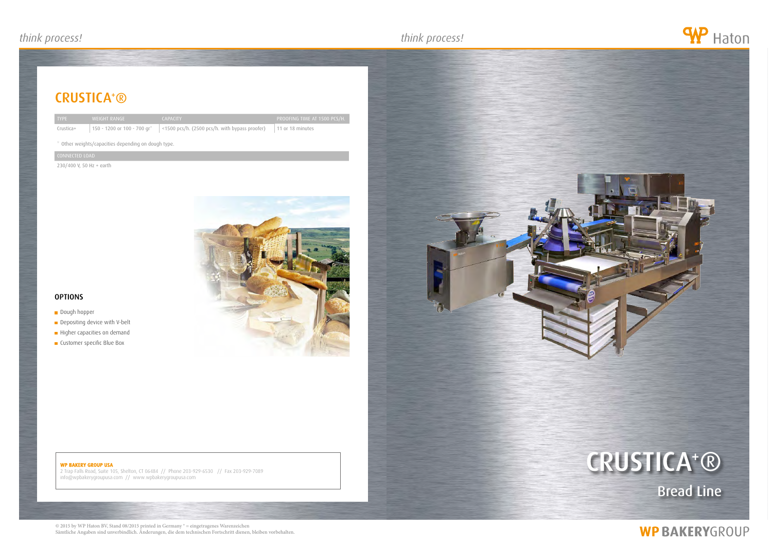*think process!*

# CRUSTICA+®

| TYPE | WEIGHT RANGE | CAPACITY | PROOFING TIME AT 1500 PCS/H. |
|---|---|---|---|
| Crustica+ | 150 - 1200 or 100 - 700 gr* | <1500 pcs/h. (2500 pcs/h. with bypass proofer) | 11 or 18 minutes |

* Other weights/capacities depending on dough type.

| CONNECTED LOAD |
|---|
| 230/400 V, 50 Hz + earth |

### OPTIONS

- Dough hopper
- Depositing device with V-belt
- Higher capacities on demand
- Customer specific Blue Box

**WP BAKERY GROUP USA**
2 Trap Falls Road, Suite 105, Shelton, CT 06484 // Phone 203-929-6530 // Fax 203-929-7089
info@wpbakerygroupusa.com // www.wpbakerygroupusa.com

*think process!*

WP Haton

# CRUSTICA+®

## Bread Line

© 2015 by WP Haton BV, Stand 08/2015 printed in Germany ® = eingetragenes Warenzeichen
Sämtliche Angaben sind unverbindlich. Änderungen, die dem technischen Fortschritt dienen, bleiben vorbehalten.

WP BAKERYGROUP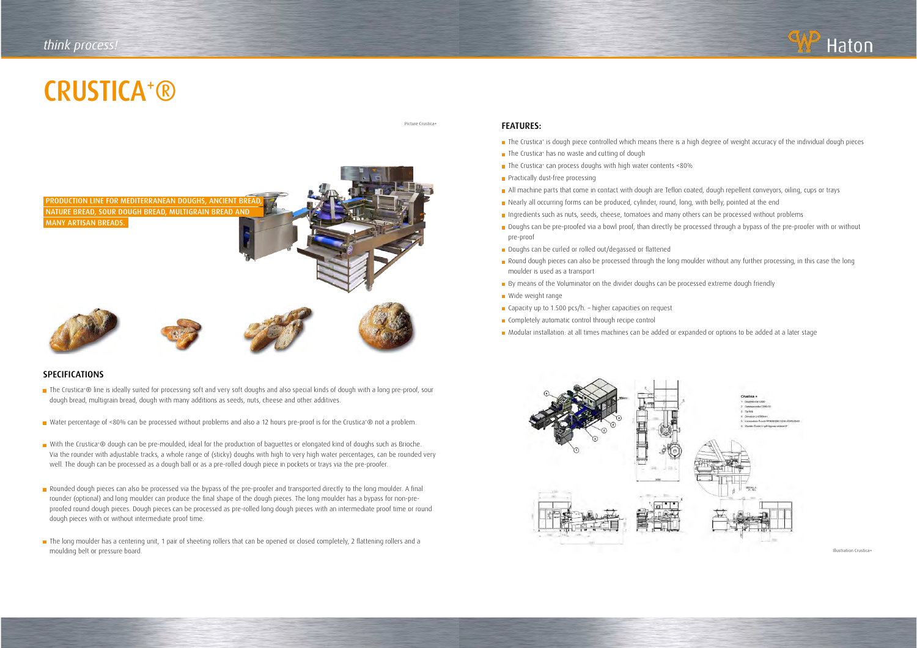# CRUSTICA$^{+}$®

Picture Crustica+

PRODUCTION LINE FOR MEDITERRANEAN DOUGHS, ANCIENT BREAD, NATURE BREAD, SOUR DOUGH BREAD, MULTIGRAIN BREAD AND MANY ARTISAN BREADS.

## SPECIFICATIONS

- The Crustica$^{+}$® line is ideally suited for processing soft and very soft doughs and also special kinds of dough with a long pre-proof, sour dough bread, multigrain bread, dough with many additions as seeds, nuts, cheese and other additives.
- Water percentage of <80% can be processed without problems and also a 12 hours pre-proof is for the Crustica$^{+}$® not a problem.
- With the Crustica$^{+}$® dough can be pre-moulded, ideal for the production of baguettes or elongated kind of doughs such as Brioche. Via the rounder with adjustable tracks, a whole range of (sticky) doughs with high to very high water percentages, can be rounded very well. The dough can be processed as a dough ball or as a pre-rolled dough piece in pockets or trays via the pre-proofer.
- Rounded dough pieces can also be processed via the bypass of the pre-proofer and transported directly to the long moulder. A final rounder (optional) and long moulder can produce the final shape of the dough pieces. The long moulder has a bypass for non-pre-proofed round dough pieces. Dough pieces can be processed as pre-rolled long dough pieces with an intermediate proof time or round dough pieces with or without intermediate proof time.
- The long moulder has a centering unit, 1 pair of sheeting rollers that can be opened or closed completely, 2 flattening rollers and a moulding belt or pressure board.

## FEATURES:

- The Crustica$^{+}$ is dough piece controlled which means there is a high degree of weight accuracy of the individual dough pieces
- The Crustica$^{+}$ has no waste and cutting of dough
- The Crustica$^{+}$ can process doughs with high water contents <80%
- Practically dust-free processing
- All machine parts that come in contact with dough are Teflon coated, dough repellent conveyors, oiling, cups or trays
- Nearly all occurring forms can be produced, cylinder, round, long, with belly, pointed at the end
- Ingredients such as nuts, seeds, cheese, tomatoes and many others can be processed without problems
- Doughs can be pre-proofed via a bowl proof, than directly be processed through a bypass of the pre-proofer with or without pre-proof
- Doughs can be curled or rolled out/degassed or flattened
- Round dough pieces can also be processed through the long moulder without any further processing, in this case the long moulder is used as a transport
- By means of the Voluminator on the divider doughs can be processed extreme dough friendly
- Wide weight range
- Capacity up to 1.500 pcs/h. – higher capacities on request
- Completely automatic control through recipe control
- Modular installation: at all times machines can be added or expanded or options to be added at a later stage

Illustration Crustica+